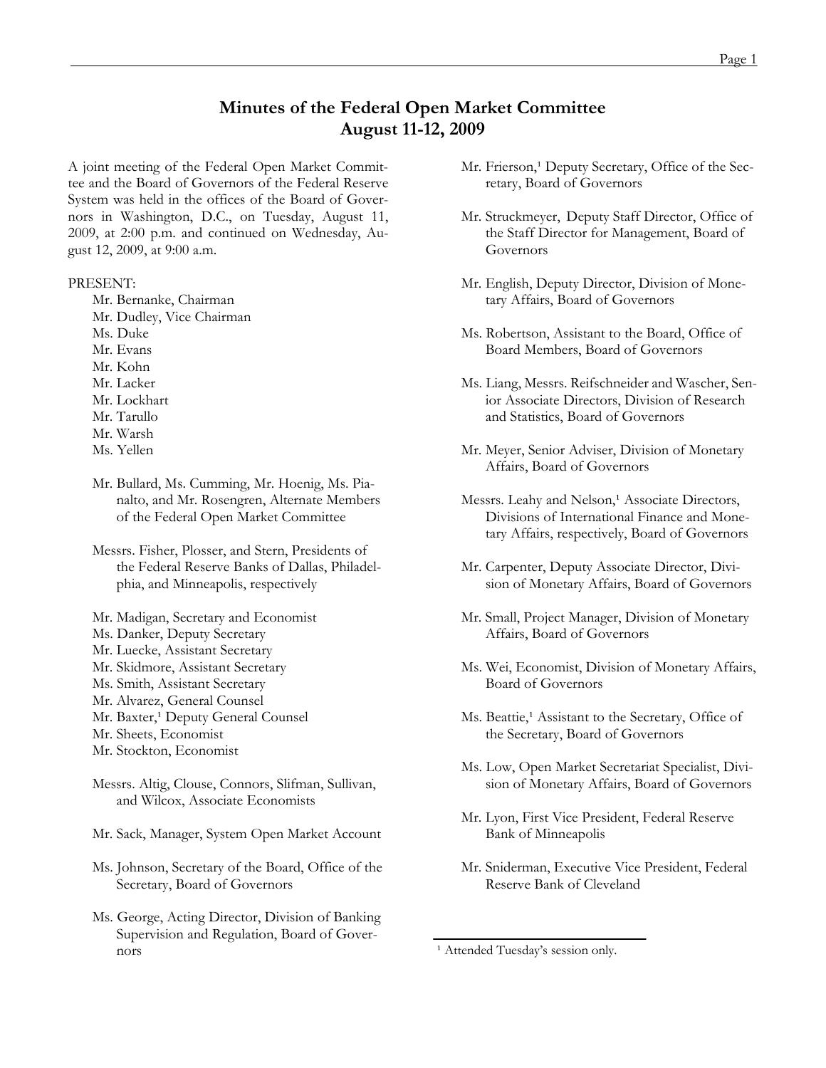# Minutes of the Federal Open Market Committee
## August 11-12, 2009

A joint meeting of the Federal Open Market Committee and the Board of Governors of the Federal Reserve System was held in the offices of the Board of Governors in Washington, D.C., on Tuesday, August 11, 2009, at 2:00 p.m. and continued on Wednesday, August 12, 2009, at 9:00 a.m.

PRESENT:

Mr. Bernanke, Chairman
Mr. Dudley, Vice Chairman
Ms. Duke
Mr. Evans
Mr. Kohn
Mr. Lacker
Mr. Lockhart
Mr. Tarullo
Mr. Warsh
Ms. Yellen

Mr. Bullard, Ms. Cumming, Mr. Hoenig, Ms. Pianalto, and Mr. Rosengren, Alternate Members of the Federal Open Market Committee

Messrs. Fisher, Plosser, and Stern, Presidents of the Federal Reserve Banks of Dallas, Philadelphia, and Minneapolis, respectively

Mr. Madigan, Secretary and Economist
Ms. Danker, Deputy Secretary
Mr. Luecke, Assistant Secretary
Mr. Skidmore, Assistant Secretary
Ms. Smith, Assistant Secretary
Mr. Alvarez, General Counsel
Mr. Baxter,[1] Deputy General Counsel
Mr. Sheets, Economist
Mr. Stockton, Economist

Messrs. Altig, Clouse, Connors, Slifman, Sullivan, and Wilcox, Associate Economists

Mr. Sack, Manager, System Open Market Account

Ms. Johnson, Secretary of the Board, Office of the Secretary, Board of Governors

Ms. George, Acting Director, Division of Banking Supervision and Regulation, Board of Governors

Mr. Frierson,[1] Deputy Secretary, Office of the Secretary, Board of Governors

Mr. Struckmeyer, Deputy Staff Director, Office of the Staff Director for Management, Board of Governors

Mr. English, Deputy Director, Division of Monetary Affairs, Board of Governors

Ms. Robertson, Assistant to the Board, Office of Board Members, Board of Governors

Ms. Liang, Messrs. Reifschneider and Wascher, Senior Associate Directors, Division of Research and Statistics, Board of Governors

Mr. Meyer, Senior Adviser, Division of Monetary Affairs, Board of Governors

Messrs. Leahy and Nelson,[1] Associate Directors, Divisions of International Finance and Monetary Affairs, respectively, Board of Governors

Mr. Carpenter, Deputy Associate Director, Division of Monetary Affairs, Board of Governors

Mr. Small, Project Manager, Division of Monetary Affairs, Board of Governors

Ms. Wei, Economist, Division of Monetary Affairs, Board of Governors

Ms. Beattie,[1] Assistant to the Secretary, Office of the Secretary, Board of Governors

Ms. Low, Open Market Secretariat Specialist, Division of Monetary Affairs, Board of Governors

Mr. Lyon, First Vice President, Federal Reserve Bank of Minneapolis

Mr. Sniderman, Executive Vice President, Federal Reserve Bank of Cleveland

---

[1] Attended Tuesday's session only.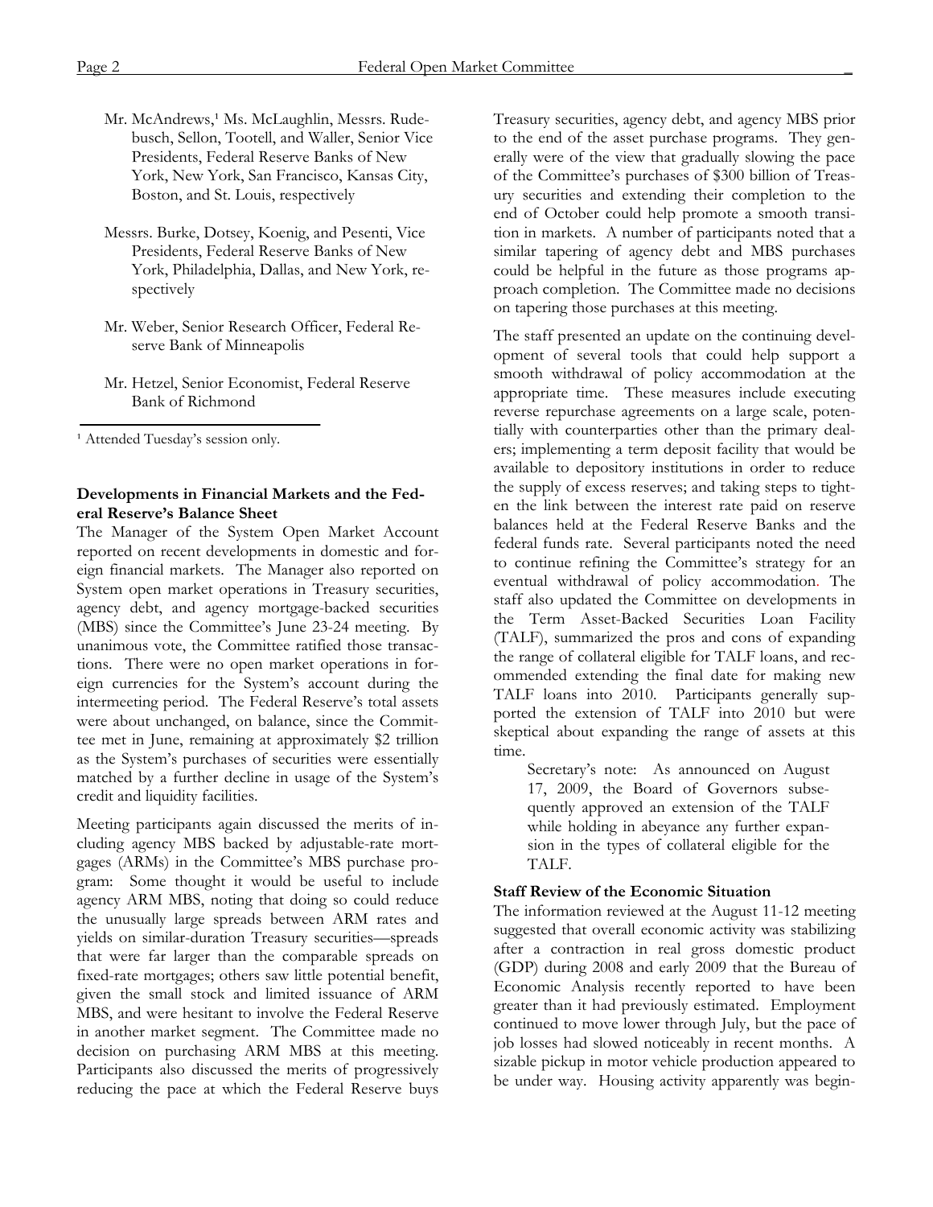Mr. McAndrews,[1] Ms. McLaughlin, Messrs. Rudebusch, Sellon, Tootell, and Waller, Senior Vice Presidents, Federal Reserve Banks of New York, New York, San Francisco, Kansas City, Boston, and St. Louis, respectively

Messrs. Burke, Dotsey, Koenig, and Pesenti, Vice Presidents, Federal Reserve Banks of New York, Philadelphia, Dallas, and New York, respectively

Mr. Weber, Senior Research Officer, Federal Reserve Bank of Minneapolis

Mr. Hetzel, Senior Economist, Federal Reserve Bank of Richmond

[1] Attended Tuesday's session only.

**Developments in Financial Markets and the Federal Reserve's Balance Sheet**

The Manager of the System Open Market Account reported on recent developments in domestic and foreign financial markets. The Manager also reported on System open market operations in Treasury securities, agency debt, and agency mortgage-backed securities (MBS) since the Committee's June 23-24 meeting. By unanimous vote, the Committee ratified those transactions. There were no open market operations in foreign currencies for the System's account during the intermeeting period. The Federal Reserve's total assets were about unchanged, on balance, since the Committee met in June, remaining at approximately $2 trillion as the System's purchases of securities were essentially matched by a further decline in usage of the System's credit and liquidity facilities.

Meeting participants again discussed the merits of including agency MBS backed by adjustable-rate mortgages (ARMs) in the Committee's MBS purchase program: Some thought it would be useful to include agency ARM MBS, noting that doing so could reduce the unusually large spreads between ARM rates and yields on similar-duration Treasury securities—spreads that were far larger than the comparable spreads on fixed-rate mortgages; others saw little potential benefit, given the small stock and limited issuance of ARM MBS, and were hesitant to involve the Federal Reserve in another market segment. The Committee made no decision on purchasing ARM MBS at this meeting. Participants also discussed the merits of progressively reducing the pace at which the Federal Reserve buys Treasury securities, agency debt, and agency MBS prior to the end of the asset purchase programs. They generally were of the view that gradually slowing the pace of the Committee's purchases of $300 billion of Treasury securities and extending their completion to the end of October could help promote a smooth transition in markets. A number of participants noted that a similar tapering of agency debt and MBS purchases could be helpful in the future as those programs approach completion. The Committee made no decisions on tapering those purchases at this meeting.

The staff presented an update on the continuing development of several tools that could help support a smooth withdrawal of policy accommodation at the appropriate time. These measures include executing reverse repurchase agreements on a large scale, potentially with counterparties other than the primary dealers; implementing a term deposit facility that would be available to depository institutions in order to reduce the supply of excess reserves; and taking steps to tighten the link between the interest rate paid on reserve balances held at the Federal Reserve Banks and the federal funds rate. Several participants noted the need to continue refining the Committee's strategy for an eventual withdrawal of policy accommodation. The staff also updated the Committee on developments in the Term Asset-Backed Securities Loan Facility (TALF), summarized the pros and cons of expanding the range of collateral eligible for TALF loans, and recommended extending the final date for making new TALF loans into 2010. Participants generally supported the extension of TALF into 2010 but were skeptical about expanding the range of assets at this time.

> Secretary's note: As announced on August 17, 2009, the Board of Governors subsequently approved an extension of the TALF while holding in abeyance any further expansion in the types of collateral eligible for the TALF.

**Staff Review of the Economic Situation**

The information reviewed at the August 11-12 meeting suggested that overall economic activity was stabilizing after a contraction in real gross domestic product (GDP) during 2008 and early 2009 that the Bureau of Economic Analysis recently reported to have been greater than it had previously estimated. Employment continued to move lower through July, but the pace of job losses had slowed noticeably in recent months. A sizable pickup in motor vehicle production appeared to be under way. Housing activity apparently was begin-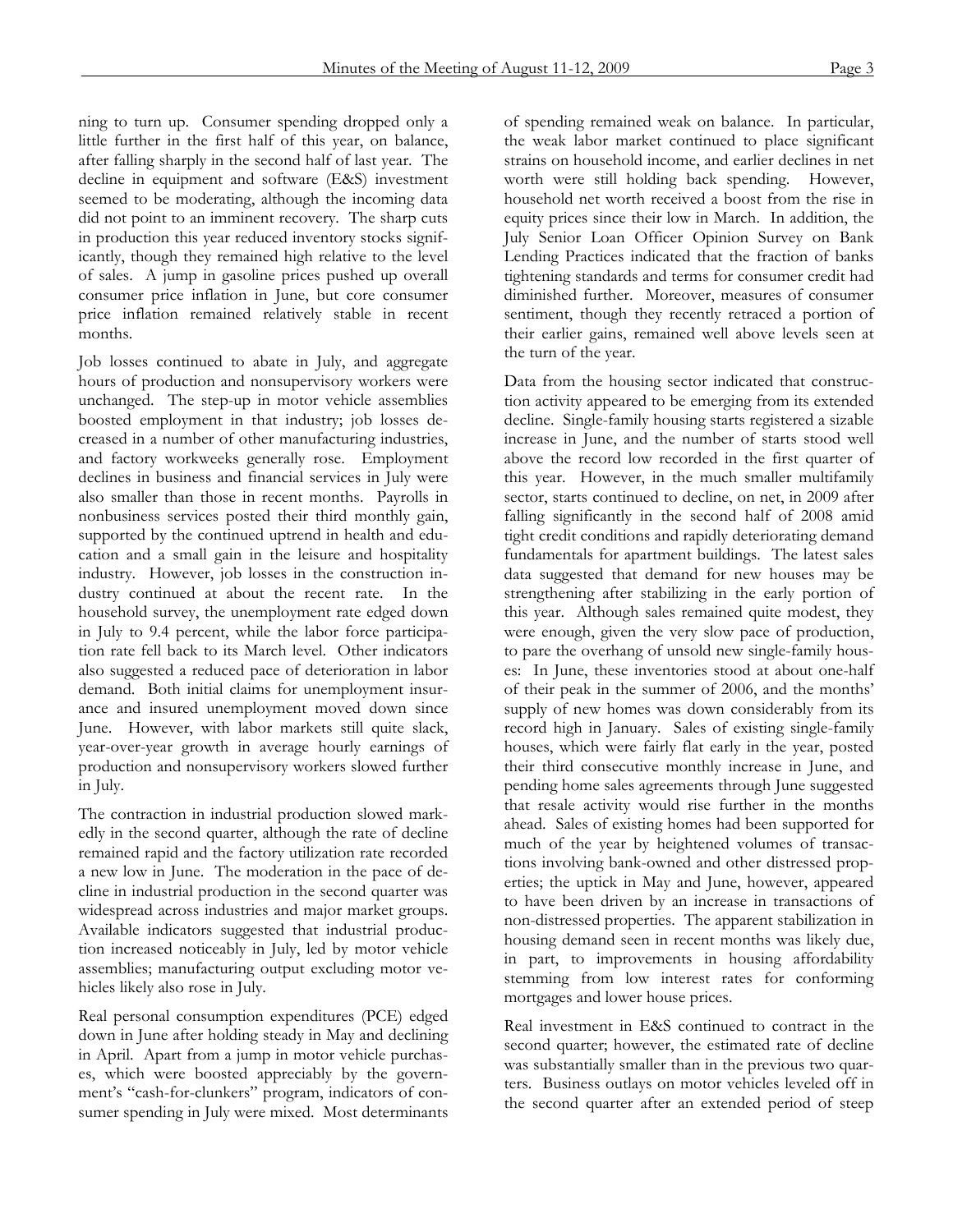ning to turn up. Consumer spending dropped only a little further in the first half of this year, on balance, after falling sharply in the second half of last year. The decline in equipment and software (E&S) investment seemed to be moderating, although the incoming data did not point to an imminent recovery. The sharp cuts in production this year reduced inventory stocks significantly, though they remained high relative to the level of sales. A jump in gasoline prices pushed up overall consumer price inflation in June, but core consumer price inflation remained relatively stable in recent months.

Job losses continued to abate in July, and aggregate hours of production and nonsupervisory workers were unchanged. The step-up in motor vehicle assemblies boosted employment in that industry; job losses decreased in a number of other manufacturing industries, and factory workweeks generally rose. Employment declines in business and financial services in July were also smaller than those in recent months. Payrolls in nonbusiness services posted their third monthly gain, supported by the continued uptrend in health and education and a small gain in the leisure and hospitality industry. However, job losses in the construction industry continued at about the recent rate. In the household survey, the unemployment rate edged down in July to 9.4 percent, while the labor force participation rate fell back to its March level. Other indicators also suggested a reduced pace of deterioration in labor demand. Both initial claims for unemployment insurance and insured unemployment moved down since June. However, with labor markets still quite slack, year-over-year growth in average hourly earnings of production and nonsupervisory workers slowed further in July.

The contraction in industrial production slowed markedly in the second quarter, although the rate of decline remained rapid and the factory utilization rate recorded a new low in June. The moderation in the pace of decline in industrial production in the second quarter was widespread across industries and major market groups. Available indicators suggested that industrial production increased noticeably in July, led by motor vehicle assemblies; manufacturing output excluding motor vehicles likely also rose in July.

Real personal consumption expenditures (PCE) edged down in June after holding steady in May and declining in April. Apart from a jump in motor vehicle purchases, which were boosted appreciably by the government's "cash-for-clunkers" program, indicators of consumer spending in July were mixed. Most determinants of spending remained weak on balance. In particular, the weak labor market continued to place significant strains on household income, and earlier declines in net worth were still holding back spending. However, household net worth received a boost from the rise in equity prices since their low in March. In addition, the July Senior Loan Officer Opinion Survey on Bank Lending Practices indicated that the fraction of banks tightening standards and terms for consumer credit had diminished further. Moreover, measures of consumer sentiment, though they recently retraced a portion of their earlier gains, remained well above levels seen at the turn of the year.

Data from the housing sector indicated that construction activity appeared to be emerging from its extended decline. Single-family housing starts registered a sizable increase in June, and the number of starts stood well above the record low recorded in the first quarter of this year. However, in the much smaller multifamily sector, starts continued to decline, on net, in 2009 after falling significantly in the second half of 2008 amid tight credit conditions and rapidly deteriorating demand fundamentals for apartment buildings. The latest sales data suggested that demand for new houses may be strengthening after stabilizing in the early portion of this year. Although sales remained quite modest, they were enough, given the very slow pace of production, to pare the overhang of unsold new single-family houses: In June, these inventories stood at about one-half of their peak in the summer of 2006, and the months' supply of new homes was down considerably from its record high in January. Sales of existing single-family houses, which were fairly flat early in the year, posted their third consecutive monthly increase in June, and pending home sales agreements through June suggested that resale activity would rise further in the months ahead. Sales of existing homes had been supported for much of the year by heightened volumes of transactions involving bank-owned and other distressed properties; the uptick in May and June, however, appeared to have been driven by an increase in transactions of non-distressed properties. The apparent stabilization in housing demand seen in recent months was likely due, in part, to improvements in housing affordability stemming from low interest rates for conforming mortgages and lower house prices.

Real investment in E&S continued to contract in the second quarter; however, the estimated rate of decline was substantially smaller than in the previous two quarters. Business outlays on motor vehicles leveled off in the second quarter after an extended period of steep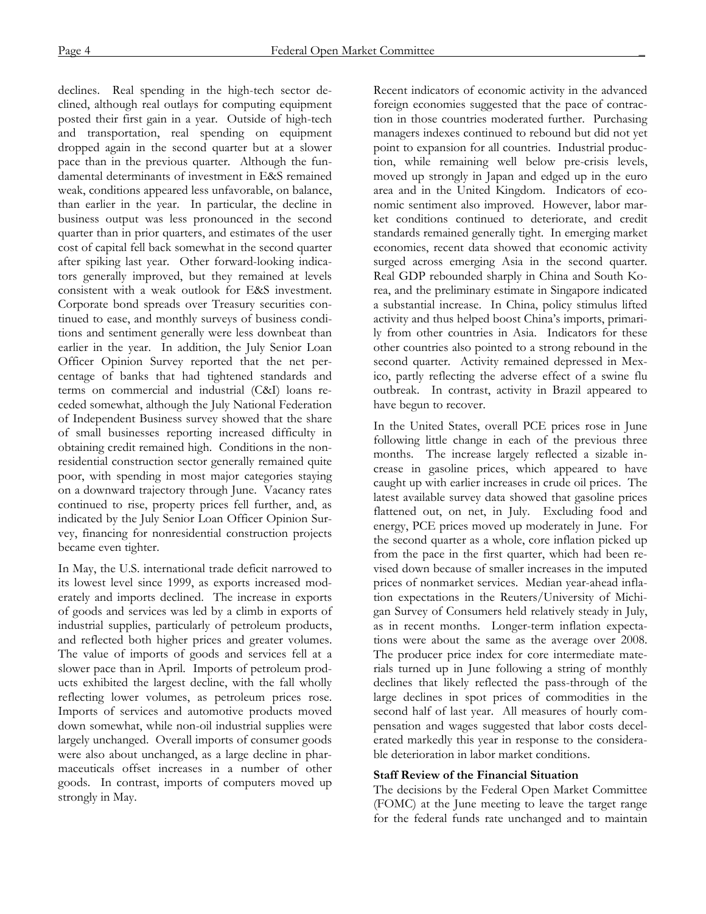declines. Real spending in the high-tech sector declined, although real outlays for computing equipment posted their first gain in a year. Outside of high-tech and transportation, real spending on equipment dropped again in the second quarter but at a slower pace than in the previous quarter. Although the fundamental determinants of investment in E&S remained weak, conditions appeared less unfavorable, on balance, than earlier in the year. In particular, the decline in business output was less pronounced in the second quarter than in prior quarters, and estimates of the user cost of capital fell back somewhat in the second quarter after spiking last year. Other forward-looking indicators generally improved, but they remained at levels consistent with a weak outlook for E&S investment. Corporate bond spreads over Treasury securities continued to ease, and monthly surveys of business conditions and sentiment generally were less downbeat than earlier in the year. In addition, the July Senior Loan Officer Opinion Survey reported that the net percentage of banks that had tightened standards and terms on commercial and industrial (C&I) loans receded somewhat, although the July National Federation of Independent Business survey showed that the share of small businesses reporting increased difficulty in obtaining credit remained high. Conditions in the nonresidential construction sector generally remained quite poor, with spending in most major categories staying on a downward trajectory through June. Vacancy rates continued to rise, property prices fell further, and, as indicated by the July Senior Loan Officer Opinion Survey, financing for nonresidential construction projects became even tighter.

In May, the U.S. international trade deficit narrowed to its lowest level since 1999, as exports increased moderately and imports declined. The increase in exports of goods and services was led by a climb in exports of industrial supplies, particularly of petroleum products, and reflected both higher prices and greater volumes. The value of imports of goods and services fell at a slower pace than in April. Imports of petroleum products exhibited the largest decline, with the fall wholly reflecting lower volumes, as petroleum prices rose. Imports of services and automotive products moved down somewhat, while non-oil industrial supplies were largely unchanged. Overall imports of consumer goods were also about unchanged, as a large decline in pharmaceuticals offset increases in a number of other goods. In contrast, imports of computers moved up strongly in May.

Recent indicators of economic activity in the advanced foreign economies suggested that the pace of contraction in those countries moderated further. Purchasing managers indexes continued to rebound but did not yet point to expansion for all countries. Industrial production, while remaining well below pre-crisis levels, moved up strongly in Japan and edged up in the euro area and in the United Kingdom. Indicators of economic sentiment also improved. However, labor market conditions continued to deteriorate, and credit standards remained generally tight. In emerging market economies, recent data showed that economic activity surged across emerging Asia in the second quarter. Real GDP rebounded sharply in China and South Korea, and the preliminary estimate in Singapore indicated a substantial increase. In China, policy stimulus lifted activity and thus helped boost China's imports, primarily from other countries in Asia. Indicators for these other countries also pointed to a strong rebound in the second quarter. Activity remained depressed in Mexico, partly reflecting the adverse effect of a swine flu outbreak. In contrast, activity in Brazil appeared to have begun to recover.

In the United States, overall PCE prices rose in June following little change in each of the previous three months. The increase largely reflected a sizable increase in gasoline prices, which appeared to have caught up with earlier increases in crude oil prices. The latest available survey data showed that gasoline prices flattened out, on net, in July. Excluding food and energy, PCE prices moved up moderately in June. For the second quarter as a whole, core inflation picked up from the pace in the first quarter, which had been revised down because of smaller increases in the imputed prices of nonmarket services. Median year-ahead inflation expectations in the Reuters/University of Michigan Survey of Consumers held relatively steady in July, as in recent months. Longer-term inflation expectations were about the same as the average over 2008. The producer price index for core intermediate materials turned up in June following a string of monthly declines that likely reflected the pass-through of the large declines in spot prices of commodities in the second half of last year. All measures of hourly compensation and wages suggested that labor costs decelerated markedly this year in response to the considerable deterioration in labor market conditions.

**Staff Review of the Financial Situation**

The decisions by the Federal Open Market Committee (FOMC) at the June meeting to leave the target range for the federal funds rate unchanged and to maintain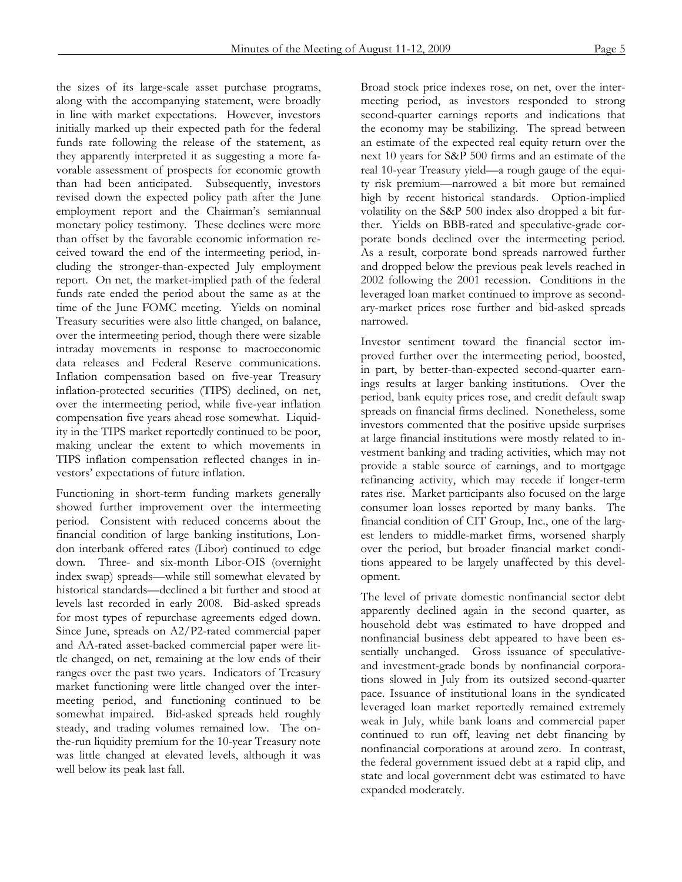the sizes of its large-scale asset purchase programs, along with the accompanying statement, were broadly in line with market expectations. However, investors initially marked up their expected path for the federal funds rate following the release of the statement, as they apparently interpreted it as suggesting a more favorable assessment of prospects for economic growth than had been anticipated. Subsequently, investors revised down the expected policy path after the June employment report and the Chairman's semiannual monetary policy testimony. These declines were more than offset by the favorable economic information received toward the end of the intermeeting period, including the stronger-than-expected July employment report. On net, the market-implied path of the federal funds rate ended the period about the same as at the time of the June FOMC meeting. Yields on nominal Treasury securities were also little changed, on balance, over the intermeeting period, though there were sizable intraday movements in response to macroeconomic data releases and Federal Reserve communications. Inflation compensation based on five-year Treasury inflation-protected securities (TIPS) declined, on net, over the intermeeting period, while five-year inflation compensation five years ahead rose somewhat. Liquidity in the TIPS market reportedly continued to be poor, making unclear the extent to which movements in TIPS inflation compensation reflected changes in investors' expectations of future inflation.

Functioning in short-term funding markets generally showed further improvement over the intermeeting period. Consistent with reduced concerns about the financial condition of large banking institutions, London interbank offered rates (Libor) continued to edge down. Three- and six-month Libor-OIS (overnight index swap) spreads—while still somewhat elevated by historical standards—declined a bit further and stood at levels last recorded in early 2008. Bid-asked spreads for most types of repurchase agreements edged down. Since June, spreads on A2/P2-rated commercial paper and AA-rated asset-backed commercial paper were little changed, on net, remaining at the low ends of their ranges over the past two years. Indicators of Treasury market functioning were little changed over the intermeeting period, and functioning continued to be somewhat impaired. Bid-asked spreads held roughly steady, and trading volumes remained low. The on-the-run liquidity premium for the 10-year Treasury note was little changed at elevated levels, although it was well below its peak last fall.

Broad stock price indexes rose, on net, over the intermeeting period, as investors responded to strong second-quarter earnings reports and indications that the economy may be stabilizing. The spread between an estimate of the expected real equity return over the next 10 years for S&P 500 firms and an estimate of the real 10-year Treasury yield—a rough gauge of the equity risk premium—narrowed a bit more but remained high by recent historical standards. Option-implied volatility on the S&P 500 index also dropped a bit further. Yields on BBB-rated and speculative-grade corporate bonds declined over the intermeeting period. As a result, corporate bond spreads narrowed further and dropped below the previous peak levels reached in 2002 following the 2001 recession. Conditions in the leveraged loan market continued to improve as secondary-market prices rose further and bid-asked spreads narrowed.

Investor sentiment toward the financial sector improved further over the intermeeting period, boosted, in part, by better-than-expected second-quarter earnings results at larger banking institutions. Over the period, bank equity prices rose, and credit default swap spreads on financial firms declined. Nonetheless, some investors commented that the positive upside surprises at large financial institutions were mostly related to investment banking and trading activities, which may not provide a stable source of earnings, and to mortgage refinancing activity, which may recede if longer-term rates rise. Market participants also focused on the large consumer loan losses reported by many banks. The financial condition of CIT Group, Inc., one of the largest lenders to middle-market firms, worsened sharply over the period, but broader financial market conditions appeared to be largely unaffected by this development.

The level of private domestic nonfinancial sector debt apparently declined again in the second quarter, as household debt was estimated to have dropped and nonfinancial business debt appeared to have been essentially unchanged. Gross issuance of speculative- and investment-grade bonds by nonfinancial corporations slowed in July from its outsized second-quarter pace. Issuance of institutional loans in the syndicated leveraged loan market reportedly remained extremely weak in July, while bank loans and commercial paper continued to run off, leaving net debt financing by nonfinancial corporations at around zero. In contrast, the federal government issued debt at a rapid clip, and state and local government debt was estimated to have expanded moderately.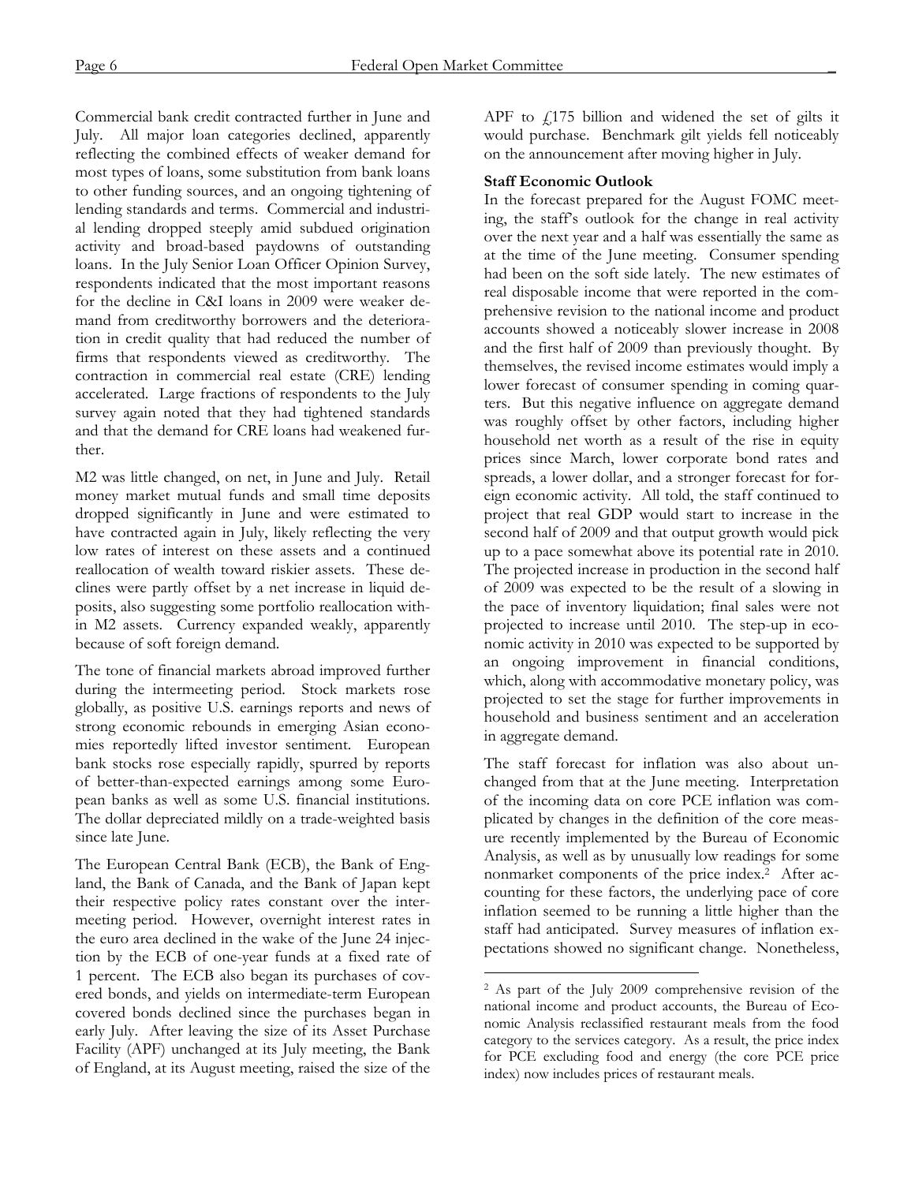Commercial bank credit contracted further in June and July. All major loan categories declined, apparently reflecting the combined effects of weaker demand for most types of loans, some substitution from bank loans to other funding sources, and an ongoing tightening of lending standards and terms. Commercial and industrial lending dropped steeply amid subdued origination activity and broad-based paydowns of outstanding loans. In the July Senior Loan Officer Opinion Survey, respondents indicated that the most important reasons for the decline in C&I loans in 2009 were weaker demand from creditworthy borrowers and the deterioration in credit quality that had reduced the number of firms that respondents viewed as creditworthy. The contraction in commercial real estate (CRE) lending accelerated. Large fractions of respondents to the July survey again noted that they had tightened standards and that the demand for CRE loans had weakened further.

M2 was little changed, on net, in June and July. Retail money market mutual funds and small time deposits dropped significantly in June and were estimated to have contracted again in July, likely reflecting the very low rates of interest on these assets and a continued reallocation of wealth toward riskier assets. These declines were partly offset by a net increase in liquid deposits, also suggesting some portfolio reallocation within M2 assets. Currency expanded weakly, apparently because of soft foreign demand.

The tone of financial markets abroad improved further during the intermeeting period. Stock markets rose globally, as positive U.S. earnings reports and news of strong economic rebounds in emerging Asian economies reportedly lifted investor sentiment. European bank stocks rose especially rapidly, spurred by reports of better-than-expected earnings among some European banks as well as some U.S. financial institutions. The dollar depreciated mildly on a trade-weighted basis since late June.

The European Central Bank (ECB), the Bank of England, the Bank of Canada, and the Bank of Japan kept their respective policy rates constant over the intermeeting period. However, overnight interest rates in the euro area declined in the wake of the June 24 injection by the ECB of one-year funds at a fixed rate of 1 percent. The ECB also began its purchases of covered bonds, and yields on intermediate-term European covered bonds declined since the purchases began in early July. After leaving the size of its Asset Purchase Facility (APF) unchanged at its July meeting, the Bank of England, at its August meeting, raised the size of the APF to £175 billion and widened the set of gilts it would purchase. Benchmark gilt yields fell noticeably on the announcement after moving higher in July.

**Staff Economic Outlook**

In the forecast prepared for the August FOMC meeting, the staff's outlook for the change in real activity over the next year and a half was essentially the same as at the time of the June meeting. Consumer spending had been on the soft side lately. The new estimates of real disposable income that were reported in the comprehensive revision to the national income and product accounts showed a noticeably slower increase in 2008 and the first half of 2009 than previously thought. By themselves, the revised income estimates would imply a lower forecast of consumer spending in coming quarters. But this negative influence on aggregate demand was roughly offset by other factors, including higher household net worth as a result of the rise in equity prices since March, lower corporate bond rates and spreads, a lower dollar, and a stronger forecast for foreign economic activity. All told, the staff continued to project that real GDP would start to increase in the second half of 2009 and that output growth would pick up to a pace somewhat above its potential rate in 2010. The projected increase in production in the second half of 2009 was expected to be the result of a slowing in the pace of inventory liquidation; final sales were not projected to increase until 2010. The step-up in economic activity in 2010 was expected to be supported by an ongoing improvement in financial conditions, which, along with accommodative monetary policy, was projected to set the stage for further improvements in household and business sentiment and an acceleration in aggregate demand.

The staff forecast for inflation was also about unchanged from that at the June meeting. Interpretation of the incoming data on core PCE inflation was complicated by changes in the definition of the core measure recently implemented by the Bureau of Economic Analysis, as well as by unusually low readings for some nonmarket components of the price index.[2] After accounting for these factors, the underlying pace of core inflation seemed to be running a little higher than the staff had anticipated. Survey measures of inflation expectations showed no significant change. Nonetheless,

[2] As part of the July 2009 comprehensive revision of the national income and product accounts, the Bureau of Economic Analysis reclassified restaurant meals from the food category to the services category. As a result, the price index for PCE excluding food and energy (the core PCE price index) now includes prices of restaurant meals.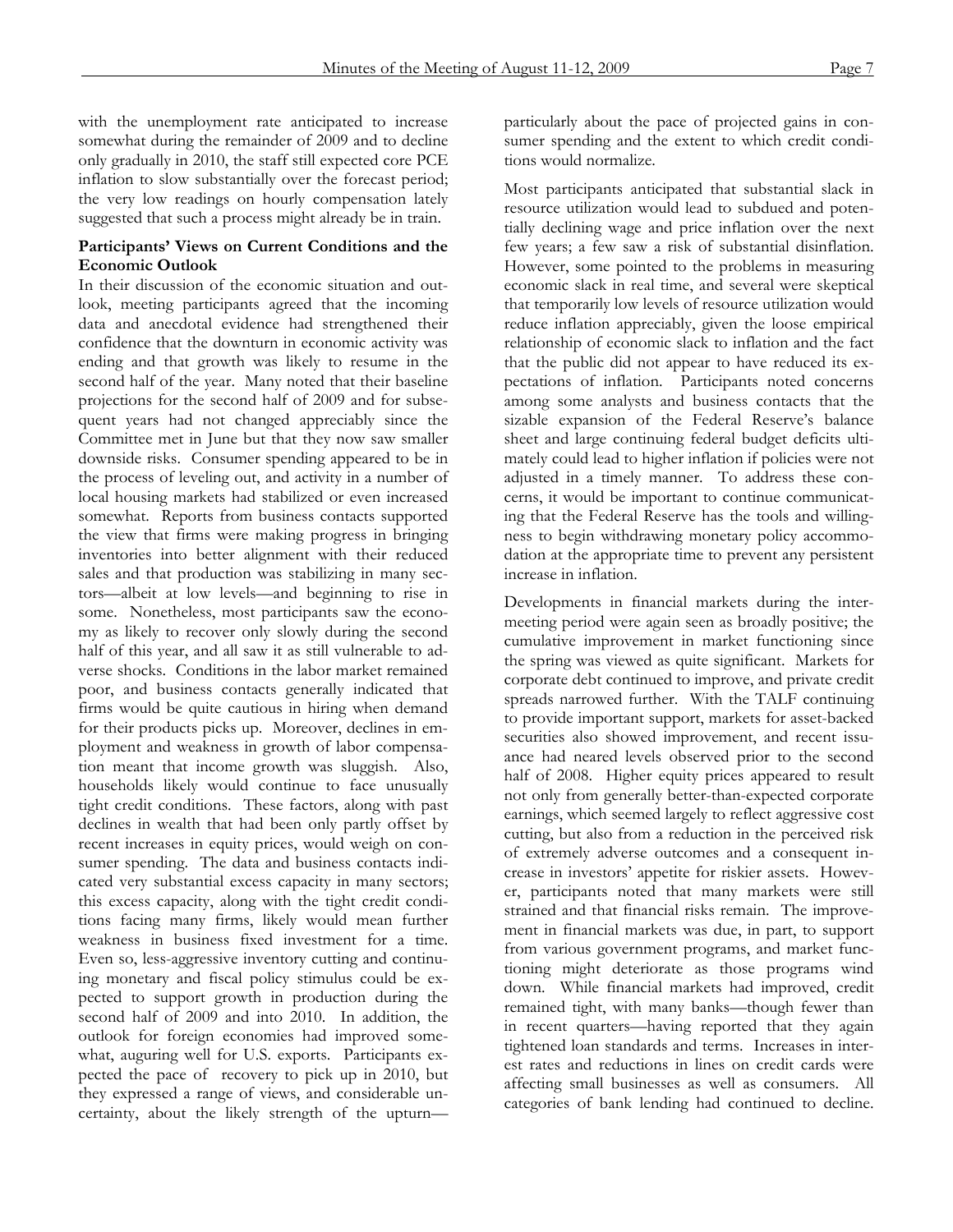with the unemployment rate anticipated to increase somewhat during the remainder of 2009 and to decline only gradually in 2010, the staff still expected core PCE inflation to slow substantially over the forecast period; the very low readings on hourly compensation lately suggested that such a process might already be in train.

**Participants' Views on Current Conditions and the Economic Outlook**

In their discussion of the economic situation and outlook, meeting participants agreed that the incoming data and anecdotal evidence had strengthened their confidence that the downturn in economic activity was ending and that growth was likely to resume in the second half of the year. Many noted that their baseline projections for the second half of 2009 and for subsequent years had not changed appreciably since the Committee met in June but that they now saw smaller downside risks. Consumer spending appeared to be in the process of leveling out, and activity in a number of local housing markets had stabilized or even increased somewhat. Reports from business contacts supported the view that firms were making progress in bringing inventories into better alignment with their reduced sales and that production was stabilizing in many sectors—albeit at low levels—and beginning to rise in some. Nonetheless, most participants saw the economy as likely to recover only slowly during the second half of this year, and all saw it as still vulnerable to adverse shocks. Conditions in the labor market remained poor, and business contacts generally indicated that firms would be quite cautious in hiring when demand for their products picks up. Moreover, declines in employment and weakness in growth of labor compensation meant that income growth was sluggish. Also, households likely would continue to face unusually tight credit conditions. These factors, along with past declines in wealth that had been only partly offset by recent increases in equity prices, would weigh on consumer spending. The data and business contacts indicated very substantial excess capacity in many sectors; this excess capacity, along with the tight credit conditions facing many firms, likely would mean further weakness in business fixed investment for a time. Even so, less-aggressive inventory cutting and continuing monetary and fiscal policy stimulus could be expected to support growth in production during the second half of 2009 and into 2010. In addition, the outlook for foreign economies had improved somewhat, auguring well for U.S. exports. Participants expected the pace of recovery to pick up in 2010, but they expressed a range of views, and considerable uncertainty, about the likely strength of the upturn—particularly about the pace of projected gains in consumer spending and the extent to which credit conditions would normalize.

Most participants anticipated that substantial slack in resource utilization would lead to subdued and potentially declining wage and price inflation over the next few years; a few saw a risk of substantial disinflation. However, some pointed to the problems in measuring economic slack in real time, and several were skeptical that temporarily low levels of resource utilization would reduce inflation appreciably, given the loose empirical relationship of economic slack to inflation and the fact that the public did not appear to have reduced its expectations of inflation. Participants noted concerns among some analysts and business contacts that the sizable expansion of the Federal Reserve's balance sheet and large continuing federal budget deficits ultimately could lead to higher inflation if policies were not adjusted in a timely manner. To address these concerns, it would be important to continue communicating that the Federal Reserve has the tools and willingness to begin withdrawing monetary policy accommodation at the appropriate time to prevent any persistent increase in inflation.

Developments in financial markets during the intermeeting period were again seen as broadly positive; the cumulative improvement in market functioning since the spring was viewed as quite significant. Markets for corporate debt continued to improve, and private credit spreads narrowed further. With the TALF continuing to provide important support, markets for asset-backed securities also showed improvement, and recent issuance had neared levels observed prior to the second half of 2008. Higher equity prices appeared to result not only from generally better-than-expected corporate earnings, which seemed largely to reflect aggressive cost cutting, but also from a reduction in the perceived risk of extremely adverse outcomes and a consequent increase in investors' appetite for riskier assets. However, participants noted that many markets were still strained and that financial risks remain. The improvement in financial markets was due, in part, to support from various government programs, and market functioning might deteriorate as those programs wind down. While financial markets had improved, credit remained tight, with many banks—though fewer than in recent quarters—having reported that they again tightened loan standards and terms. Increases in interest rates and reductions in lines on credit cards were affecting small businesses as well as consumers. All categories of bank lending had continued to decline.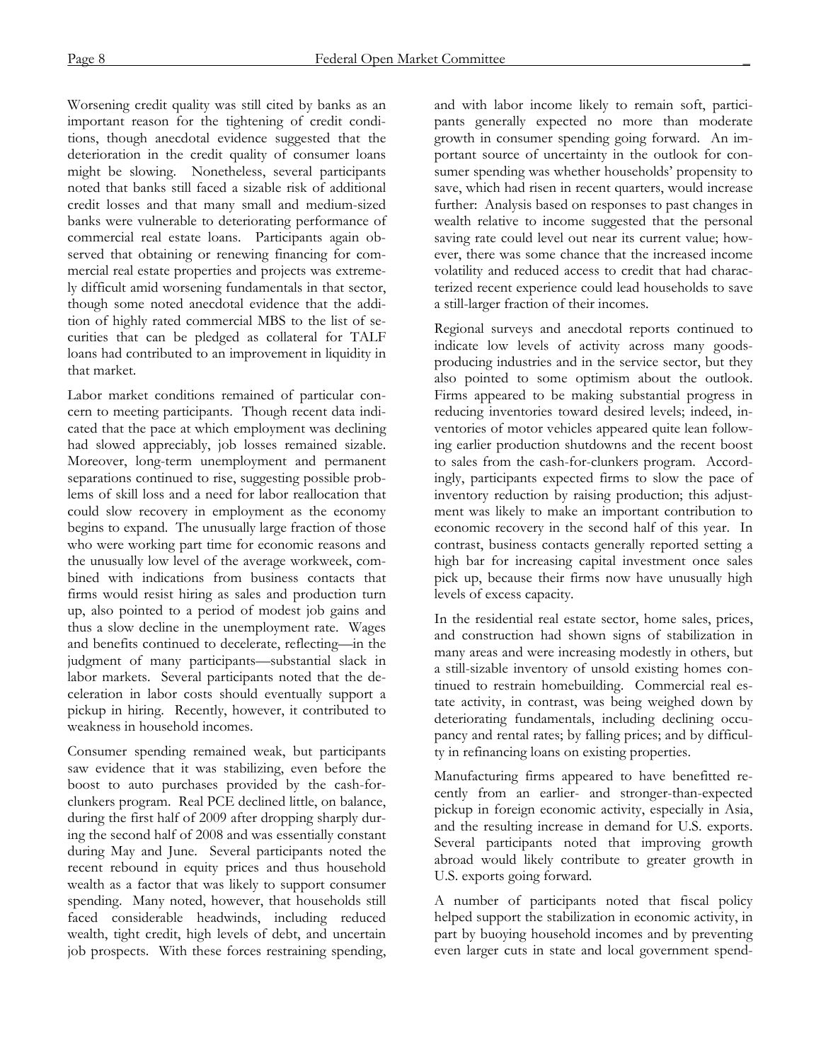Worsening credit quality was still cited by banks as an important reason for the tightening of credit conditions, though anecdotal evidence suggested that the deterioration in the credit quality of consumer loans might be slowing. Nonetheless, several participants noted that banks still faced a sizable risk of additional credit losses and that many small and medium-sized banks were vulnerable to deteriorating performance of commercial real estate loans. Participants again observed that obtaining or renewing financing for commercial real estate properties and projects was extremely difficult amid worsening fundamentals in that sector, though some noted anecdotal evidence that the addition of highly rated commercial MBS to the list of securities that can be pledged as collateral for TALF loans had contributed to an improvement in liquidity in that market.

Labor market conditions remained of particular concern to meeting participants. Though recent data indicated that the pace at which employment was declining had slowed appreciably, job losses remained sizable. Moreover, long-term unemployment and permanent separations continued to rise, suggesting possible problems of skill loss and a need for labor reallocation that could slow recovery in employment as the economy begins to expand. The unusually large fraction of those who were working part time for economic reasons and the unusually low level of the average workweek, combined with indications from business contacts that firms would resist hiring as sales and production turn up, also pointed to a period of modest job gains and thus a slow decline in the unemployment rate. Wages and benefits continued to decelerate, reflecting—in the judgment of many participants—substantial slack in labor markets. Several participants noted that the deceleration in labor costs should eventually support a pickup in hiring. Recently, however, it contributed to weakness in household incomes.

Consumer spending remained weak, but participants saw evidence that it was stabilizing, even before the boost to auto purchases provided by the cash-for-clunkers program. Real PCE declined little, on balance, during the first half of 2009 after dropping sharply during the second half of 2008 and was essentially constant during May and June. Several participants noted the recent rebound in equity prices and thus household wealth as a factor that was likely to support consumer spending. Many noted, however, that households still faced considerable headwinds, including reduced wealth, tight credit, high levels of debt, and uncertain job prospects. With these forces restraining spending, and with labor income likely to remain soft, participants generally expected no more than moderate growth in consumer spending going forward. An important source of uncertainty in the outlook for consumer spending was whether households' propensity to save, which had risen in recent quarters, would increase further: Analysis based on responses to past changes in wealth relative to income suggested that the personal saving rate could level out near its current value; however, there was some chance that the increased income volatility and reduced access to credit that had characterized recent experience could lead households to save a still-larger fraction of their incomes.

Regional surveys and anecdotal reports continued to indicate low levels of activity across many goods-producing industries and in the service sector, but they also pointed to some optimism about the outlook. Firms appeared to be making substantial progress in reducing inventories toward desired levels; indeed, inventories of motor vehicles appeared quite lean following earlier production shutdowns and the recent boost to sales from the cash-for-clunkers program. Accordingly, participants expected firms to slow the pace of inventory reduction by raising production; this adjustment was likely to make an important contribution to economic recovery in the second half of this year. In contrast, business contacts generally reported setting a high bar for increasing capital investment once sales pick up, because their firms now have unusually high levels of excess capacity.

In the residential real estate sector, home sales, prices, and construction had shown signs of stabilization in many areas and were increasing modestly in others, but a still-sizable inventory of unsold existing homes continued to restrain homebuilding. Commercial real estate activity, in contrast, was being weighed down by deteriorating fundamentals, including declining occupancy and rental rates; by falling prices; and by difficulty in refinancing loans on existing properties.

Manufacturing firms appeared to have benefitted recently from an earlier- and stronger-than-expected pickup in foreign economic activity, especially in Asia, and the resulting increase in demand for U.S. exports. Several participants noted that improving growth abroad would likely contribute to greater growth in U.S. exports going forward.

A number of participants noted that fiscal policy helped support the stabilization in economic activity, in part by buoying household incomes and by preventing even larger cuts in state and local government spend-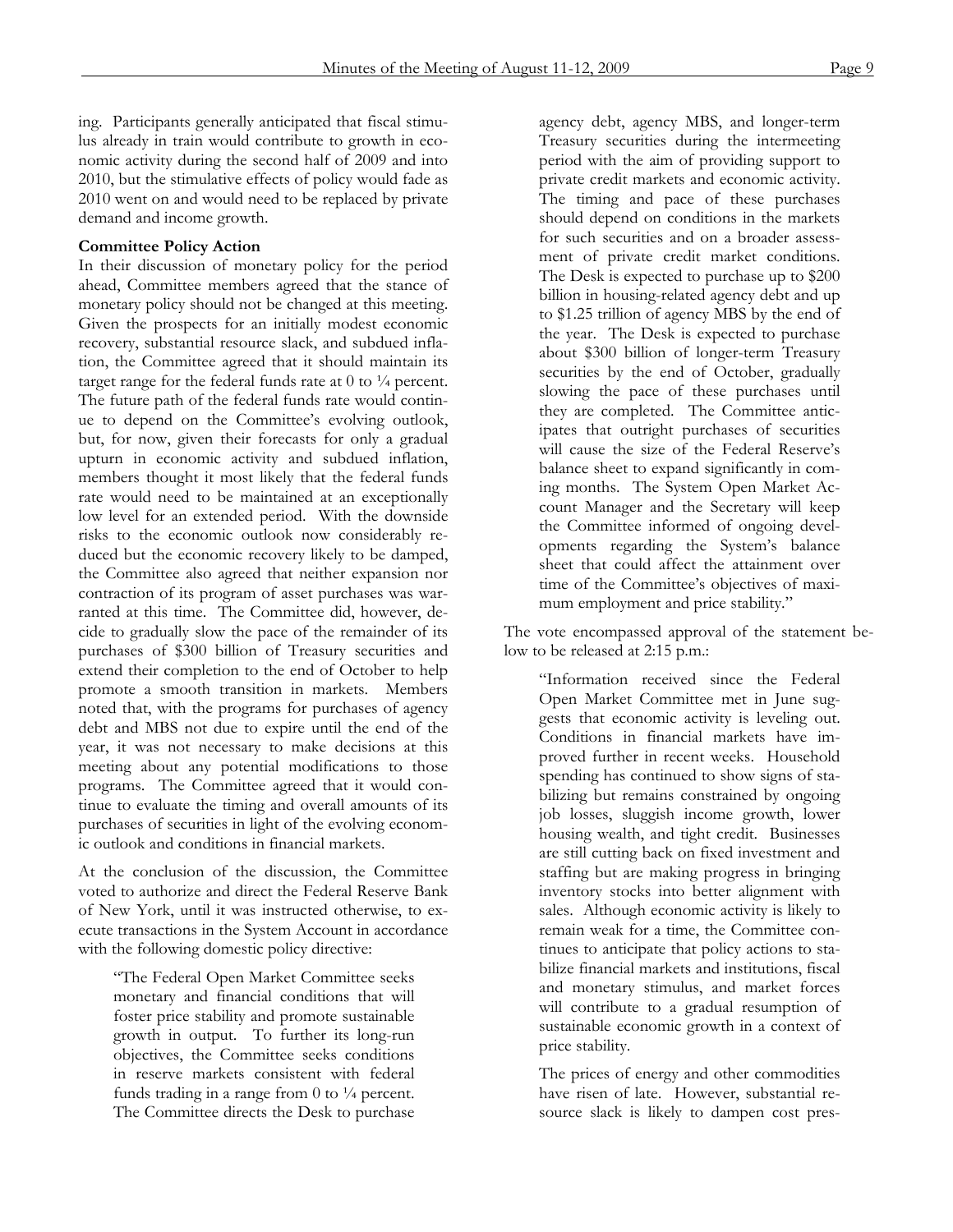ing. Participants generally anticipated that fiscal stimulus already in train would contribute to growth in economic activity during the second half of 2009 and into 2010, but the stimulative effects of policy would fade as 2010 went on and would need to be replaced by private demand and income growth.

**Committee Policy Action**

In their discussion of monetary policy for the period ahead, Committee members agreed that the stance of monetary policy should not be changed at this meeting. Given the prospects for an initially modest economic recovery, substantial resource slack, and subdued inflation, the Committee agreed that it should maintain its target range for the federal funds rate at 0 to ¼ percent. The future path of the federal funds rate would continue to depend on the Committee's evolving outlook, but, for now, given their forecasts for only a gradual upturn in economic activity and subdued inflation, members thought it most likely that the federal funds rate would need to be maintained at an exceptionally low level for an extended period. With the downside risks to the economic outlook now considerably reduced but the economic recovery likely to be damped, the Committee also agreed that neither expansion nor contraction of its program of asset purchases was warranted at this time. The Committee did, however, decide to gradually slow the pace of the remainder of its purchases of $300 billion of Treasury securities and extend their completion to the end of October to help promote a smooth transition in markets. Members noted that, with the programs for purchases of agency debt and MBS not due to expire until the end of the year, it was not necessary to make decisions at this meeting about any potential modifications to those programs. The Committee agreed that it would continue to evaluate the timing and overall amounts of its purchases of securities in light of the evolving economic outlook and conditions in financial markets.

At the conclusion of the discussion, the Committee voted to authorize and direct the Federal Reserve Bank of New York, until it was instructed otherwise, to execute transactions in the System Account in accordance with the following domestic policy directive:

> "The Federal Open Market Committee seeks monetary and financial conditions that will foster price stability and promote sustainable growth in output. To further its long-run objectives, the Committee seeks conditions in reserve markets consistent with federal funds trading in a range from 0 to ¼ percent. The Committee directs the Desk to purchase agency debt, agency MBS, and longer-term Treasury securities during the intermeeting period with the aim of providing support to private credit markets and economic activity. The timing and pace of these purchases should depend on conditions in the markets for such securities and on a broader assessment of private credit market conditions. The Desk is expected to purchase up to $200 billion in housing-related agency debt and up to $1.25 trillion of agency MBS by the end of the year. The Desk is expected to purchase about $300 billion of longer-term Treasury securities by the end of October, gradually slowing the pace of these purchases until they are completed. The Committee anticipates that outright purchases of securities will cause the size of the Federal Reserve's balance sheet to expand significantly in coming months. The System Open Market Account Manager and the Secretary will keep the Committee informed of ongoing developments regarding the System's balance sheet that could affect the attainment over time of the Committee's objectives of maximum employment and price stability."

The vote encompassed approval of the statement below to be released at 2:15 p.m.:

> "Information received since the Federal Open Market Committee met in June suggests that economic activity is leveling out. Conditions in financial markets have improved further in recent weeks. Household spending has continued to show signs of stabilizing but remains constrained by ongoing job losses, sluggish income growth, lower housing wealth, and tight credit. Businesses are still cutting back on fixed investment and staffing but are making progress in bringing inventory stocks into better alignment with sales. Although economic activity is likely to remain weak for a time, the Committee continues to anticipate that policy actions to stabilize financial markets and institutions, fiscal and monetary stimulus, and market forces will contribute to a gradual resumption of sustainable economic growth in a context of price stability.
>
> The prices of energy and other commodities have risen of late. However, substantial resource slack is likely to dampen cost pres-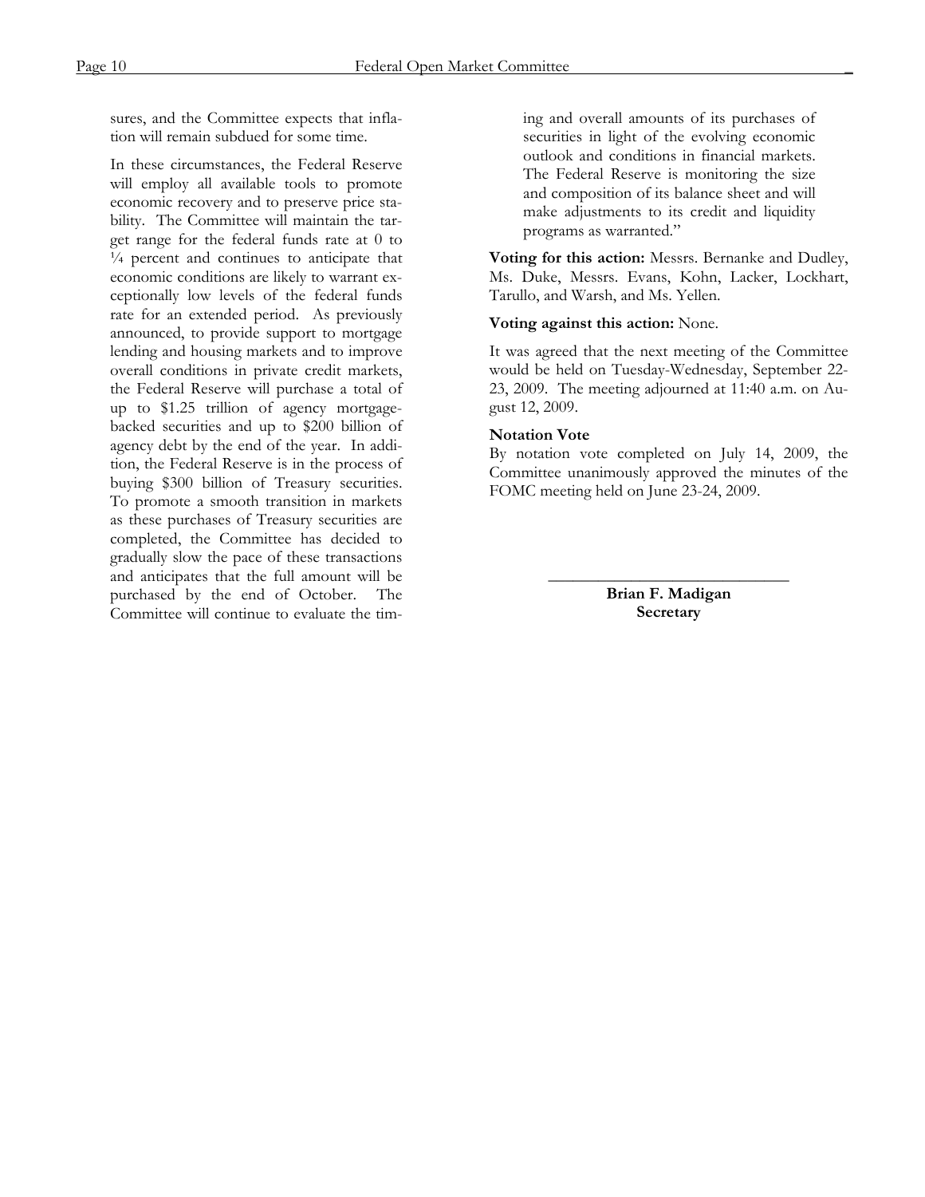sures, and the Committee expects that inflation will remain subdued for some time.

In these circumstances, the Federal Reserve will employ all available tools to promote economic recovery and to preserve price stability. The Committee will maintain the target range for the federal funds rate at 0 to ¼ percent and continues to anticipate that economic conditions are likely to warrant exceptionally low levels of the federal funds rate for an extended period. As previously announced, to provide support to mortgage lending and housing markets and to improve overall conditions in private credit markets, the Federal Reserve will purchase a total of up to $1.25 trillion of agency mortgage-backed securities and up to $200 billion of agency debt by the end of the year. In addition, the Federal Reserve is in the process of buying $300 billion of Treasury securities. To promote a smooth transition in markets as these purchases of Treasury securities are completed, the Committee has decided to gradually slow the pace of these transactions and anticipates that the full amount will be purchased by the end of October. The Committee will continue to evaluate the timing and overall amounts of its purchases of securities in light of the evolving economic outlook and conditions in financial markets. The Federal Reserve is monitoring the size and composition of its balance sheet and will make adjustments to its credit and liquidity programs as warranted."

**Voting for this action:** Messrs. Bernanke and Dudley, Ms. Duke, Messrs. Evans, Kohn, Lacker, Lockhart, Tarullo, and Warsh, and Ms. Yellen.

**Voting against this action:** None.

It was agreed that the next meeting of the Committee would be held on Tuesday-Wednesday, September 22-23, 2009. The meeting adjourned at 11:40 a.m. on August 12, 2009.

**Notation Vote**

By notation vote completed on July 14, 2009, the Committee unanimously approved the minutes of the FOMC meeting held on June 23-24, 2009.

_____________________________

**Brian F. Madigan**
**Secretary**